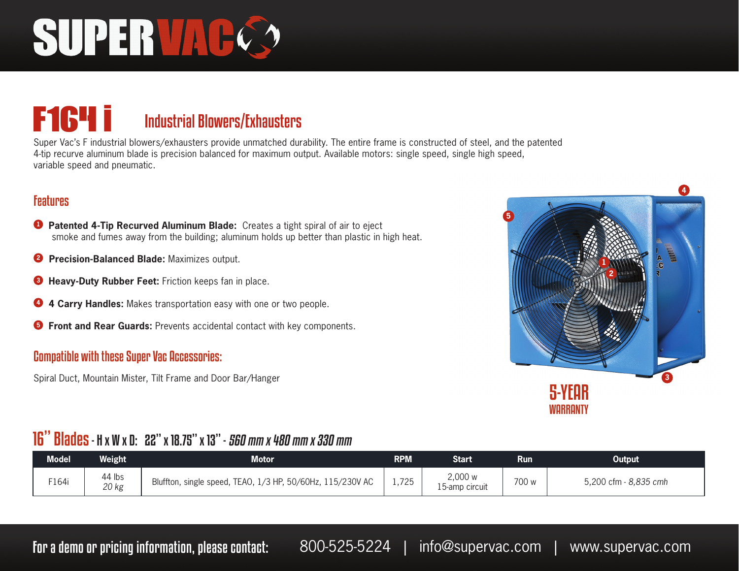# SUPERVAC

## F164 i — Industrial Blowers/Exhausters

Super Vac's F industrial blowers/exhausters provide unmatched durability. The entire frame is constructed of steel, and the patented 4-tip recurve aluminum blade is precision balanced for maximum output. Available motors: single speed, single high speed, variable speed and pneumatic.

### Features

1. **Patented 4-Tip Recurved Aluminum Blade:** Creates a tight spiral of air to eject smoke and fumes away from the building; aluminum holds up better than plastic in high heat.
2. **Precision-Balanced Blade:** Maximizes output.
3. **Heavy-Duty Rubber Feet:** Friction keeps fan in place.
4. **4 Carry Handles:** Makes transportation easy with one or two people.
5. **Front and Rear Guards:** Prevents accidental contact with key components.

### Compatible with these Super Vac Accessories:

Spiral Duct, Mountain Mister, Tilt Frame and Door Bar/Hanger

**5-YEAR WARRANTY**

### 16" Blades - H x W x D: 22" x 18.75" x 13" - *560 mm x 480 mm x 330 mm*

| Model | Weight | Motor | RPM | Start | Run | Output |
|---|---|---|---|---|---|---|
| F164i | 44 lbs *20 kg* | Bluffton, single speed, TEAO, 1/3 HP, 50/60Hz, 115/230V AC | 1,725 | 2,000 w 15-amp circuit | 700 w | 5,200 cfm - *8,835 cmh* |

**For a demo or pricing information, please contact:** 800-525-5224 | info@supervac.com | www.supervac.com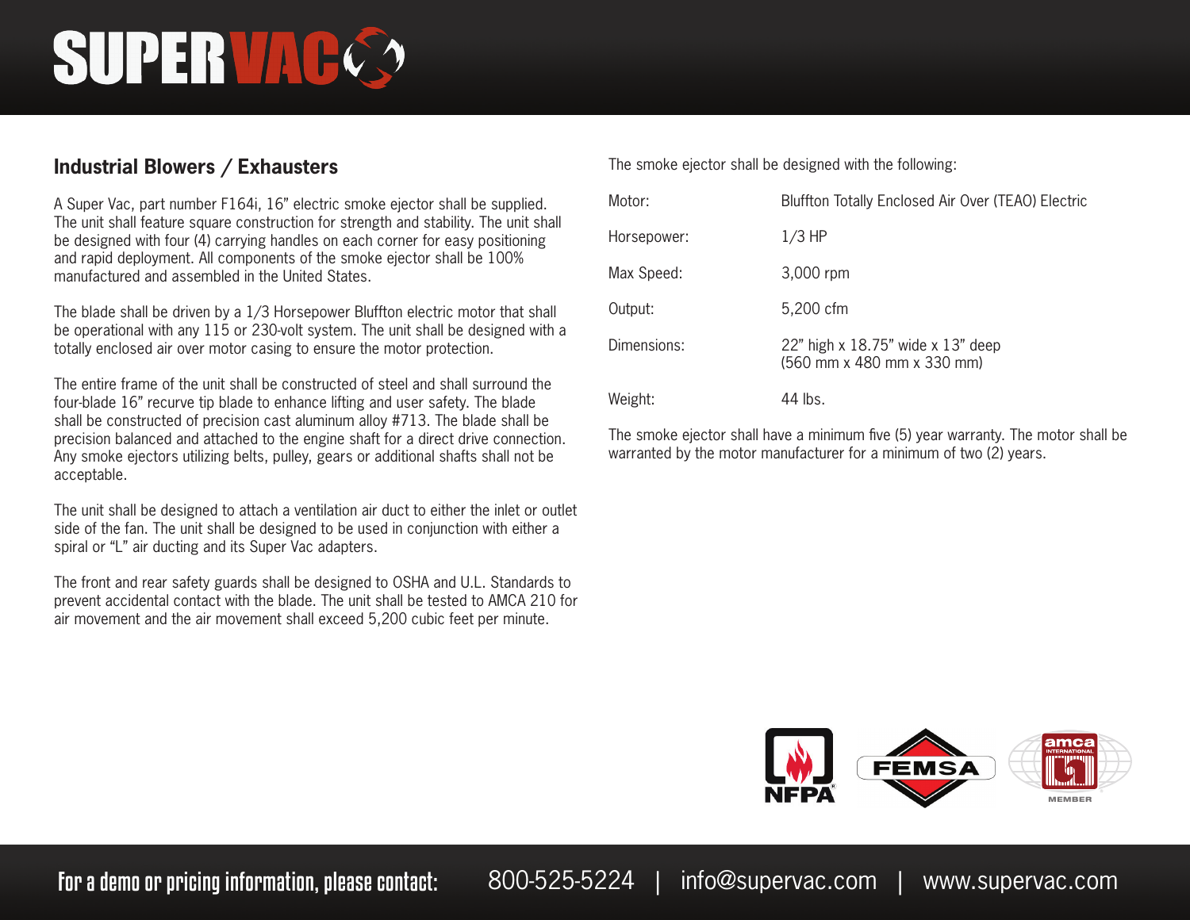## Industrial Blowers / Exhausters

A Super Vac, part number F164i, 16" electric smoke ejector shall be supplied. The unit shall feature square construction for strength and stability. The unit shall be designed with four (4) carrying handles on each corner for easy positioning and rapid deployment. All components of the smoke ejector shall be 100% manufactured and assembled in the United States.

The blade shall be driven by a 1/3 Horsepower Bluffton electric motor that shall be operational with any 115 or 230-volt system. The unit shall be designed with a totally enclosed air over motor casing to ensure the motor protection.

The entire frame of the unit shall be constructed of steel and shall surround the four-blade 16" recurve tip blade to enhance lifting and user safety. The blade shall be constructed of precision cast aluminum alloy #713. The blade shall be precision balanced and attached to the engine shaft for a direct drive connection. Any smoke ejectors utilizing belts, pulley, gears or additional shafts shall not be acceptable.

The unit shall be designed to attach a ventilation air duct to either the inlet or outlet side of the fan. The unit shall be designed to be used in conjunction with either a spiral or "L" air ducting and its Super Vac adapters.

The front and rear safety guards shall be designed to OSHA and U.L. Standards to prevent accidental contact with the blade. The unit shall be tested to AMCA 210 for air movement and the air movement shall exceed 5,200 cubic feet per minute.

The smoke ejector shall be designed with the following:

| | |
|---|---|
| Motor: | Bluffton Totally Enclosed Air Over (TEAO) Electric |
| Horsepower: | 1/3 HP |
| Max Speed: | 3,000 rpm |
| Output: | 5,200 cfm |
| Dimensions: | 22" high x 18.75" wide x 13" deep (560 mm x 480 mm x 330 mm) |
| Weight: | 44 lbs. |

The smoke ejector shall have a minimum five (5) year warranty. The motor shall be warranted by the motor manufacturer for a minimum of two (2) years.

For a demo or pricing information, please contact: 800-525-5224 | info@supervac.com | www.supervac.com